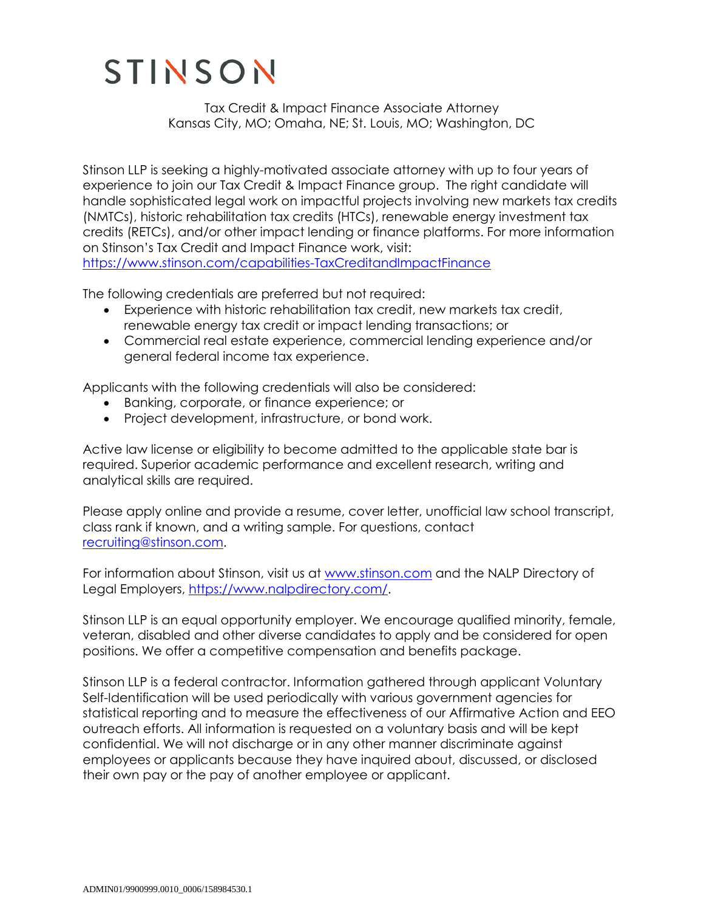# STINSON

Tax Credit & Impact Finance Associate Attorney
Kansas City, MO; Omaha, NE; St. Louis, MO; Washington, DC

Stinson LLP is seeking a highly-motivated associate attorney with up to four years of experience to join our Tax Credit & Impact Finance group. The right candidate will handle sophisticated legal work on impactful projects involving new markets tax credits (NMTCs), historic rehabilitation tax credits (HTCs), renewable energy investment tax credits (RETCs), and/or other impact lending or finance platforms. For more information on Stinson's Tax Credit and Impact Finance work, visit: https://www.stinson.com/capabilities-TaxCreditandImpactFinance

The following credentials are preferred but not required:

- Experience with historic rehabilitation tax credit, new markets tax credit, renewable energy tax credit or impact lending transactions; or
- Commercial real estate experience, commercial lending experience and/or general federal income tax experience.

Applicants with the following credentials will also be considered:

- Banking, corporate, or finance experience; or
- Project development, infrastructure, or bond work.

Active law license or eligibility to become admitted to the applicable state bar is required. Superior academic performance and excellent research, writing and analytical skills are required.

Please apply online and provide a resume, cover letter, unofficial law school transcript, class rank if known, and a writing sample. For questions, contact recruiting@stinson.com.

For information about Stinson, visit us at www.stinson.com and the NALP Directory of Legal Employers, https://www.nalpdirectory.com/.

Stinson LLP is an equal opportunity employer. We encourage qualified minority, female, veteran, disabled and other diverse candidates to apply and be considered for open positions. We offer a competitive compensation and benefits package.

Stinson LLP is a federal contractor. Information gathered through applicant Voluntary Self-Identification will be used periodically with various government agencies for statistical reporting and to measure the effectiveness of our Affirmative Action and EEO outreach efforts. All information is requested on a voluntary basis and will be kept confidential. We will not discharge or in any other manner discriminate against employees or applicants because they have inquired about, discussed, or disclosed their own pay or the pay of another employee or applicant.

ADMIN01/9900999.0010_0006/158984530.1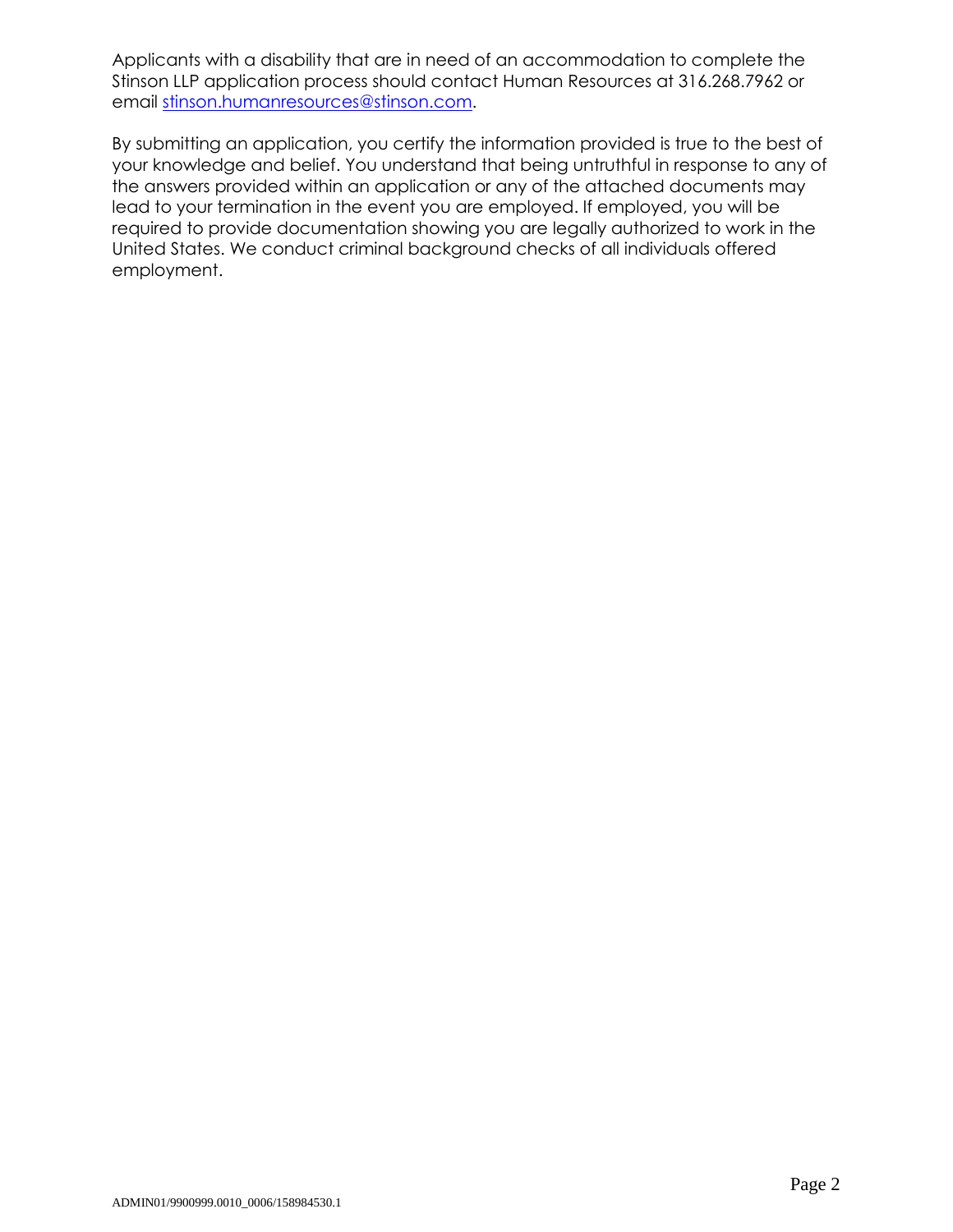Applicants with a disability that are in need of an accommodation to complete the Stinson LLP application process should contact Human Resources at 316.268.7962 or email [stinson.humanresources@stinson.com](mailto:stinson.humanresources@stinson.com).

By submitting an application, you certify the information provided is true to the best of your knowledge and belief. You understand that being untruthful in response to any of the answers provided within an application or any of the attached documents may lead to your termination in the event you are employed. If employed, you will be required to provide documentation showing you are legally authorized to work in the United States. We conduct criminal background checks of all individuals offered employment.

ADMIN01/9900999.0010_0006/158984530.1